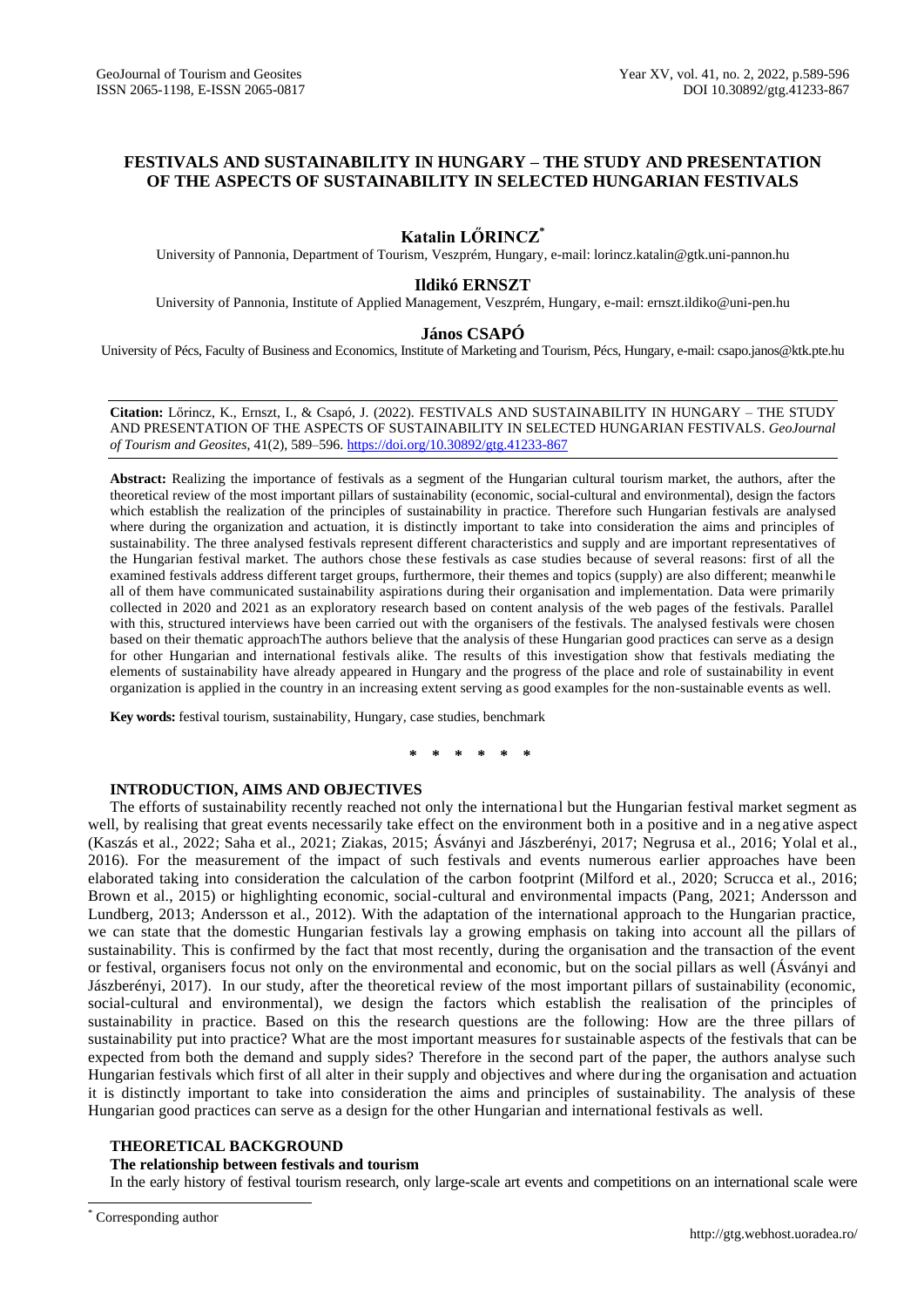# FESTIVALS AND SUSTAINABILITY IN HUNGARY – THE STUDY AND PRESENTATION OF THE ASPECTS OF SUSTAINABILITY IN SELECTED HUNGARIAN FESTIVALS

**Katalin LŐRINCZ***

University of Pannonia, Department of Tourism, Veszprém, Hungary, e-mail: lorincz.katalin@gtk.uni-pannon.hu

**Ildikó ERNSZT**

University of Pannonia, Institute of Applied Management, Veszprém, Hungary, e-mail: ernszt.ildiko@uni-pen.hu

**János CSAPÓ**

University of Pécs, Faculty of Business and Economics, Institute of Marketing and Tourism, Pécs, Hungary, e-mail: csapo.janos@ktk.pte.hu

**Citation:** Lőrincz, K., Ernszt, I., & Csapó, J. (2022). FESTIVALS AND SUSTAINABILITY IN HUNGARY – THE STUDY AND PRESENTATION OF THE ASPECTS OF SUSTAINABILITY IN SELECTED HUNGARIAN FESTIVALS. *GeoJournal of Tourism and Geosites*, 41(2), 589–596. https://doi.org/10.30892/gtg.41233-867

**Abstract:** Realizing the importance of festivals as a segment of the Hungarian cultural tourism market, the authors, after the theoretical review of the most important pillars of sustainability (economic, social-cultural and environmental), design the factors which establish the realization of the principles of sustainability in practice. Therefore such Hungarian festivals are analysed where during the organization and actuation, it is distinctly important to take into consideration the aims and principles of sustainability. The three analysed festivals represent different characteristics and supply and are important representatives of the Hungarian festival market. The authors chose these festivals as case studies because of several reasons: first of all the examined festivals address different target groups, furthermore, their themes and topics (supply) are also different; meanwhile all of them have communicated sustainability aspirations during their organisation and implementation. Data were primarily collected in 2020 and 2021 as an exploratory research based on content analysis of the web pages of the festivals. Parallel with this, structured interviews have been carried out with the organisers of the festivals. The analysed festivals were chosen based on their thematic approachThe authors believe that the analysis of these Hungarian good practices can serve as a design for other Hungarian and international festivals alike. The results of this investigation show that festivals mediating the elements of sustainability have already appeared in Hungary and the progress of the place and role of sustainability in event organization is applied in the country in an increasing extent serving as good examples for the non-sustainable events as well.

**Key words:** festival tourism, sustainability, Hungary, case studies, benchmark

\* \* \* \* \* \*

## INTRODUCTION, AIMS AND OBJECTIVES

The efforts of sustainability recently reached not only the international but the Hungarian festival market segment as well, by realising that great events necessarily take effect on the environment both in a positive and in a negative aspect (Kaszás et al., 2022; Saha et al., 2021; Ziakas, 2015; Ásványi and Jászberényi, 2017; Negrusa et al., 2016; Yolal et al., 2016). For the measurement of the impact of such festivals and events numerous earlier approaches have been elaborated taking into consideration the calculation of the carbon footprint (Milford et al., 2020; Scrucca et al., 2016; Brown et al., 2015) or highlighting economic, social-cultural and environmental impacts (Pang, 2021; Andersson and Lundberg, 2013; Andersson et al., 2012). With the adaptation of the international approach to the Hungarian practice, we can state that the domestic Hungarian festivals lay a growing emphasis on taking into account all the pillars of sustainability. This is confirmed by the fact that most recently, during the organisation and the transaction of the event or festival, organisers focus not only on the environmental and economic, but on the social pillars as well (Ásványi and Jászberényi, 2017). In our study, after the theoretical review of the most important pillars of sustainability (economic, social-cultural and environmental), we design the factors which establish the realisation of the principles of sustainability in practice. Based on this the research questions are the following: How are the three pillars of sustainability put into practice? What are the most important measures for sustainable aspects of the festivals that can be expected from both the demand and supply sides? Therefore in the second part of the paper, the authors analyse such Hungarian festivals which first of all alter in their supply and objectives and where during the organisation and actuation it is distinctly important to take into consideration the aims and principles of sustainability. The analysis of these Hungarian good practices can serve as a design for the other Hungarian and international festivals as well.

## THEORETICAL BACKGROUND

### The relationship between festivals and tourism

In the early history of festival tourism research, only large-scale art events and competitions on an international scale were

\* Corresponding author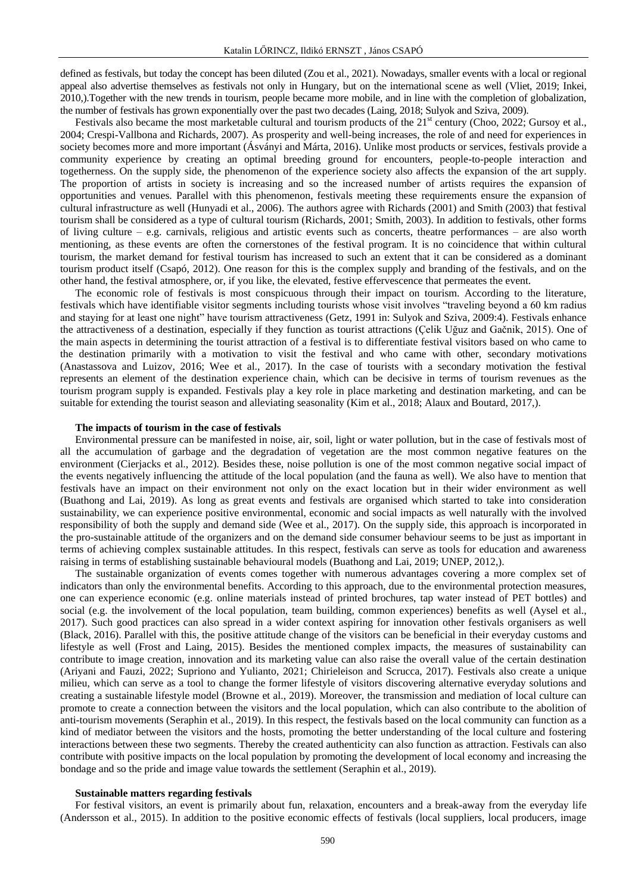defined as festivals, but today the concept has been diluted (Zou et al., 2021). Nowadays, smaller events with a local or regional appeal also advertise themselves as festivals not only in Hungary, but on the international scene as well (Vliet, 2019; Inkei, 2010,).Together with the new trends in tourism, people became more mobile, and in line with the completion of globalization, the number of festivals has grown exponentially over the past two decades (Laing, 2018; Sulyok and Sziva, 2009).

Festivals also became the most marketable cultural and tourism products of the 21st century (Choo, 2022; Gursoy et al., 2004; Crespi-Vallbona and Richards, 2007). As prosperity and well-being increases, the role of and need for experiences in society becomes more and more important (Ásványi and Márta, 2016). Unlike most products or services, festivals provide a community experience by creating an optimal breeding ground for encounters, people-to-people interaction and togetherness. On the supply side, the phenomenon of the experience society also affects the expansion of the art supply. The proportion of artists in society is increasing and so the increased number of artists requires the expansion of opportunities and venues. Parallel with this phenomenon, festivals meeting these requirements ensure the expansion of cultural infrastructure as well (Hunyadi et al., 2006). The authors agree with Richards (2001) and Smith (2003) that festival tourism shall be considered as a type of cultural tourism (Richards, 2001; Smith, 2003). In addition to festivals, other forms of living culture – e.g. carnivals, religious and artistic events such as concerts, theatre performances – are also worth mentioning, as these events are often the cornerstones of the festival program. It is no coincidence that within cultural tourism, the market demand for festival tourism has increased to such an extent that it can be considered as a dominant tourism product itself (Csapó, 2012). One reason for this is the complex supply and branding of the festivals, and on the other hand, the festival atmosphere, or, if you like, the elevated, festive effervescence that permeates the event.

The economic role of festivals is most conspicuous through their impact on tourism. According to the literature, festivals which have identifiable visitor segments including tourists whose visit involves "traveling beyond a 60 km radius and staying for at least one night" have tourism attractiveness (Getz, 1991 in: Sulyok and Sziva, 2009:4). Festivals enhance the attractiveness of a destination, especially if they function as tourist attractions (Çelik Uğuz and Gačnik, 2015). One of the main aspects in determining the tourist attraction of a festival is to differentiate festival visitors based on who came to the destination primarily with a motivation to visit the festival and who came with other, secondary motivations (Anastassova and Luizov, 2016; Wee et al., 2017). In the case of tourists with a secondary motivation the festival represents an element of the destination experience chain, which can be decisive in terms of tourism revenues as the tourism program supply is expanded. Festivals play a key role in place marketing and destination marketing, and can be suitable for extending the tourist season and alleviating seasonality (Kim et al., 2018; Alaux and Boutard, 2017,).

### The impacts of tourism in the case of festivals

Environmental pressure can be manifested in noise, air, soil, light or water pollution, but in the case of festivals most of all the accumulation of garbage and the degradation of vegetation are the most common negative features on the environment (Cierjacks et al., 2012). Besides these, noise pollution is one of the most common negative social impact of the events negatively influencing the attitude of the local population (and the fauna as well). We also have to mention that festivals have an impact on their environment not only on the exact location but in their wider environment as well (Buathong and Lai, 2019). As long as great events and festivals are organised which started to take into consideration sustainability, we can experience positive environmental, economic and social impacts as well naturally with the involved responsibility of both the supply and demand side (Wee et al., 2017). On the supply side, this approach is incorporated in the pro-sustainable attitude of the organizers and on the demand side consumer behaviour seems to be just as important in terms of achieving complex sustainable attitudes. In this respect, festivals can serve as tools for education and awareness raising in terms of establishing sustainable behavioural models (Buathong and Lai, 2019; UNEP, 2012,).

The sustainable organization of events comes together with numerous advantages covering a more complex set of indicators than only the environmental benefits. According to this approach, due to the environmental protection measures, one can experience economic (e.g. online materials instead of printed brochures, tap water instead of PET bottles) and social (e.g. the involvement of the local population, team building, common experiences) benefits as well (Aysel et al., 2017). Such good practices can also spread in a wider context aspiring for innovation other festivals organisers as well (Black, 2016). Parallel with this, the positive attitude change of the visitors can be beneficial in their everyday customs and lifestyle as well (Frost and Laing, 2015). Besides the mentioned complex impacts, the measures of sustainability can contribute to image creation, innovation and its marketing value can also raise the overall value of the certain destination (Ariyani and Fauzi, 2022; Supriono and Yulianto, 2021; Chirieleison and Scrucca, 2017). Festivals also create a unique milieu, which can serve as a tool to change the former lifestyle of visitors discovering alternative everyday solutions and creating a sustainable lifestyle model (Browne et al., 2019). Moreover, the transmission and mediation of local culture can promote to create a connection between the visitors and the local population, which can also contribute to the abolition of anti-tourism movements (Seraphin et al., 2019). In this respect, the festivals based on the local community can function as a kind of mediator between the visitors and the hosts, promoting the better understanding of the local culture and fostering interactions between these two segments. Thereby the created authenticity can also function as attraction. Festivals can also contribute with positive impacts on the local population by promoting the development of local economy and increasing the bondage and so the pride and image value towards the settlement (Seraphin et al., 2019).

### Sustainable matters regarding festivals

For festival visitors, an event is primarily about fun, relaxation, encounters and a break-away from the everyday life (Andersson et al., 2015). In addition to the positive economic effects of festivals (local suppliers, local producers, image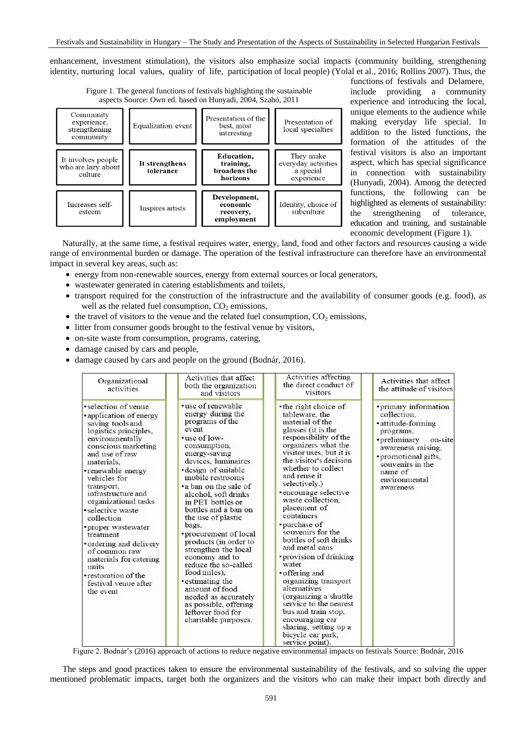enhancement, investment stimulation), the visitors also emphasize social impacts (community building, strengthening identity, nurturing local values, quality of life, participation of local people) (Yolal et al., 2016; Rollins 2007). Thus, the functions of festivals and Delamere, include providing a community experience and introducing the local, unique elements to the audience while making everyday life special. In addition to the listed functions, the formation of the attitudes of the festival visitors is also an important aspect, which has special significance in connection with sustainability (Hunyadi, 2004). Among the detected functions, the following can be highlighted as elements of sustainability: the strengthening of tolerance, education and training, and sustainable economic development (Figure 1).

Figure 1. The general functions of festivals highlighting the sustainable aspects Source: Own ed. based on Hunyadi, 2004, Szabó, 2011

| | | | |
|---|---|---|---|
| Community experience, strengthening community | Equalization event | Presentation of the best, most interesting | Presentation of local specialties |
| It involves people who are lazy about culture | **It strengthens tolerance** | **Education, training, broadens the horizons** | They make everyday activities a special experience |
| Increases self-esteem | Inspires artists | **Development, economic recovery, employment** | Identity, choice of subculture |

Naturally, at the same time, a festival requires water, energy, land, food and other factors and resources causing a wide range of environmental burden or damage. The operation of the festival infrastructure can therefore have an environmental impact in several key areas, such as:

- energy from non-renewable sources, energy from external sources or local generators,
- wastewater generated in catering establishments and toilets,
- transport required for the construction of the infrastructure and the availability of consumer goods (e.g. food), as well as the related fuel consumption, $CO_2$ emissions,
- the travel of visitors to the venue and the related fuel consumption, $CO_2$ emissions,
- litter from consumer goods brought to the festival venue by visitors,
- on-site waste from consumption, programs, catering,
- damage caused by cars and people,
- damage caused by cars and people on the ground (Bodnár, 2016).

| Organizational activities | Activities that affect both the organization and visitors | Activities affecting the direct conduct of visitors | Activities that affect the attitude of visitors |
|---|---|---|---|
| • selection of venue<br>• application of energy saving tools and logistics principles, environmentally conscious marketing and use of raw materials,<br>• renewable energy vehicles for transport, infrastructure and organizational tasks<br>• selective waste collection<br>• proper wastewater treatment<br>• ordering and delivery of common raw materials for catering units<br>• restoration of the festival venue after the event | • use of renewable energy during the programs of the event<br>• use of low-consumption, energy-saving devices, luminaires<br>• design of suitable mobile restrooms<br>• a ban on the sale of alcohol, soft drinks in PET bottles or bottles and a ban on the use of plastic bags,<br>• procurement of local products (in order to strengthen the local economy and to reduce the so-called food miles),<br>• estimating the amount of food needed as accurately as possible, offering leftover food for charitable purposes. | • the right choice of tableware, the material of the glasses (it is the responsibility of the organizers what the visitor uses, but it is the visitor's decision whether to collect and reuse it selectively.)<br>• encourage selective waste collection, placement of containers<br>• purchase of souvenirs for the bottles of soft drinks and metal cans<br>• provision of drinking water<br>• offering and organizing transport alternatives (organizing a shuttle service to the nearest bus and train stop, encouraging car sharing, setting up a bicycle car park, service point). | • primary information collection,<br>• attitude-forming programs,<br>• preliminary on-site awareness raising,<br>• promotional gifts, souvenirs in the name of environmental awareness |

Figure 2. Bodnár's (2016) approach of actions to reduce negative environmental impacts on festivals Source: Bodnár, 2016

The steps and good practices taken to ensure the environmental sustainability of the festivals, and so solving the upper mentioned problematic impacts, target both the organizers and the visitors who can make their impact both directly and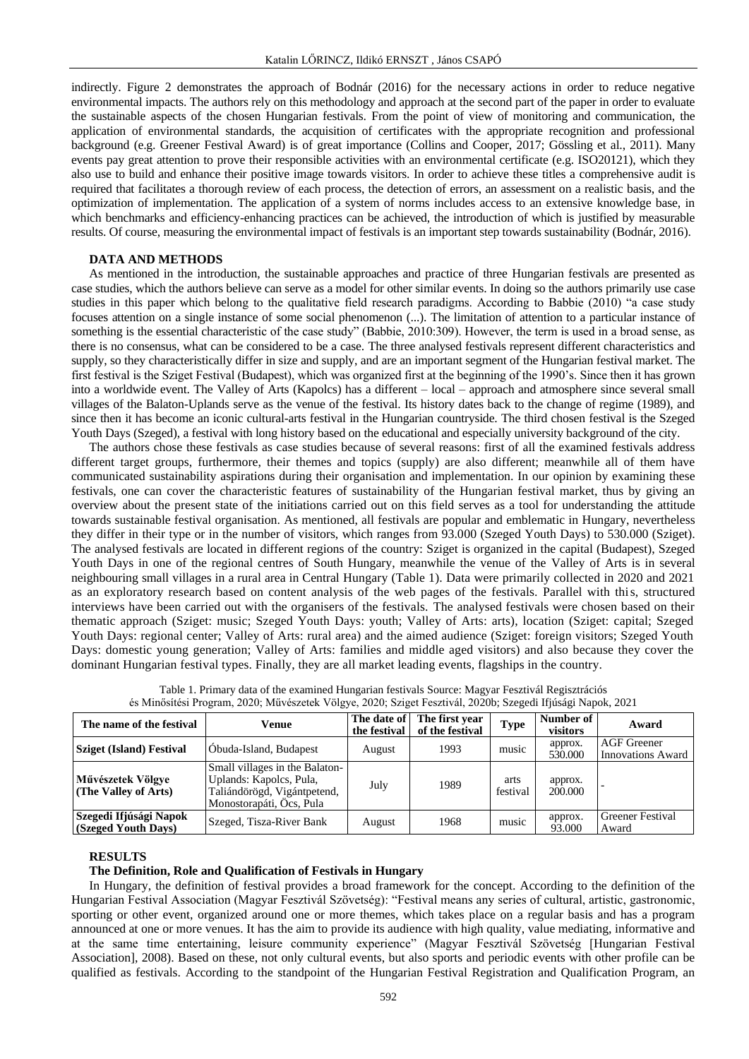indirectly. Figure 2 demonstrates the approach of Bodnár (2016) for the necessary actions in order to reduce negative environmental impacts. The authors rely on this methodology and approach at the second part of the paper in order to evaluate the sustainable aspects of the chosen Hungarian festivals. From the point of view of monitoring and communication, the application of environmental standards, the acquisition of certificates with the appropriate recognition and professional background (e.g. Greener Festival Award) is of great importance (Collins and Cooper, 2017; Gössling et al., 2011). Many events pay great attention to prove their responsible activities with an environmental certificate (e.g. ISO20121), which they also use to build and enhance their positive image towards visitors. In order to achieve these titles a comprehensive audit is required that facilitates a thorough review of each process, the detection of errors, an assessment on a realistic basis, and the optimization of implementation. The application of a system of norms includes access to an extensive knowledge base, in which benchmarks and efficiency-enhancing practices can be achieved, the introduction of which is justified by measurable results. Of course, measuring the environmental impact of festivals is an important step towards sustainability (Bodnár, 2016).

## DATA AND METHODS

As mentioned in the introduction, the sustainable approaches and practice of three Hungarian festivals are presented as case studies, which the authors believe can serve as a model for other similar events. In doing so the authors primarily use case studies in this paper which belong to the qualitative field research paradigms. According to Babbie (2010) "a case study focuses attention on a single instance of some social phenomenon (...). The limitation of attention to a particular instance of something is the essential characteristic of the case study" (Babbie, 2010:309). However, the term is used in a broad sense, as there is no consensus, what can be considered to be a case. The three analysed festivals represent different characteristics and supply, so they characteristically differ in size and supply, and are an important segment of the Hungarian festival market. The first festival is the Sziget Festival (Budapest), which was organized first at the beginning of the 1990's. Since then it has grown into a worldwide event. The Valley of Arts (Kapolcs) has a different – local – approach and atmosphere since several small villages of the Balaton-Uplands serve as the venue of the festival. Its history dates back to the change of regime (1989), and since then it has become an iconic cultural-arts festival in the Hungarian countryside. The third chosen festival is the Szeged Youth Days (Szeged), a festival with long history based on the educational and especially university background of the city.

The authors chose these festivals as case studies because of several reasons: first of all the examined festivals address different target groups, furthermore, their themes and topics (supply) are also different; meanwhile all of them have communicated sustainability aspirations during their organisation and implementation. In our opinion by examining these festivals, one can cover the characteristic features of sustainability of the Hungarian festival market, thus by giving an overview about the present state of the initiations carried out on this field serves as a tool for understanding the attitude towards sustainable festival organisation. As mentioned, all festivals are popular and emblematic in Hungary, nevertheless they differ in their type or in the number of visitors, which ranges from 93.000 (Szeged Youth Days) to 530.000 (Sziget). The analysed festivals are located in different regions of the country: Sziget is organized in the capital (Budapest), Szeged Youth Days in one of the regional centres of South Hungary, meanwhile the venue of the Valley of Arts is in several neighbouring small villages in a rural area in Central Hungary (Table 1). Data were primarily collected in 2020 and 2021 as an exploratory research based on content analysis of the web pages of the festivals. Parallel with this, structured interviews have been carried out with the organisers of the festivals. The analysed festivals were chosen based on their thematic approach (Sziget: music; Szeged Youth Days: youth; Valley of Arts: arts), location (Sziget: capital; Szeged Youth Days: regional center; Valley of Arts: rural area) and the aimed audience (Sziget: foreign visitors; Szeged Youth Days: domestic young generation; Valley of Arts: families and middle aged visitors) and also because they cover the dominant Hungarian festival types. Finally, they are all market leading events, flagships in the country.

Table 1. Primary data of the examined Hungarian festivals Source: Magyar Fesztivál Regisztrációs és Minősítési Program, 2020; Művészetek Völgye, 2020; Sziget Fesztivál, 2020b; Szegedi Ifjúsági Napok, 2021

| The name of the festival | Venue | The date of the festival | The first year of the festival | Type | Number of visitors | Award |
|---|---|---|---|---|---|---|
| **Sziget (Island) Festival** | Óbuda-Island, Budapest | August | 1993 | music | approx. 530.000 | AGF Greener Innovations Award |
| **Művészetek Völgye (The Valley of Arts)** | Small villages in the Balaton-Uplands: Kapolcs, Pula, Taliándörögd, Vigántpetend, Monostorapáti, Öcs, Pula | July | 1989 | arts festival | approx. 200.000 | - |
| **Szegedi Ifjúsági Napok (Szeged Youth Days)** | Szeged, Tisza-River Bank | August | 1968 | music | approx. 93.000 | Greener Festival Award |

## RESULTS

### The Definition, Role and Qualification of Festivals in Hungary

In Hungary, the definition of festival provides a broad framework for the concept. According to the definition of the Hungarian Festival Association (Magyar Fesztivál Szövetség): "Festival means any series of cultural, artistic, gastronomic, sporting or other event, organized around one or more themes, which takes place on a regular basis and has a program announced at one or more venues. It has the aim to provide its audience with high quality, value mediating, informative and at the same time entertaining, leisure community experience" (Magyar Fesztivál Szövetség [Hungarian Festival Association], 2008). Based on these, not only cultural events, but also sports and periodic events with other profile can be qualified as festivals. According to the standpoint of the Hungarian Festival Registration and Qualification Program, an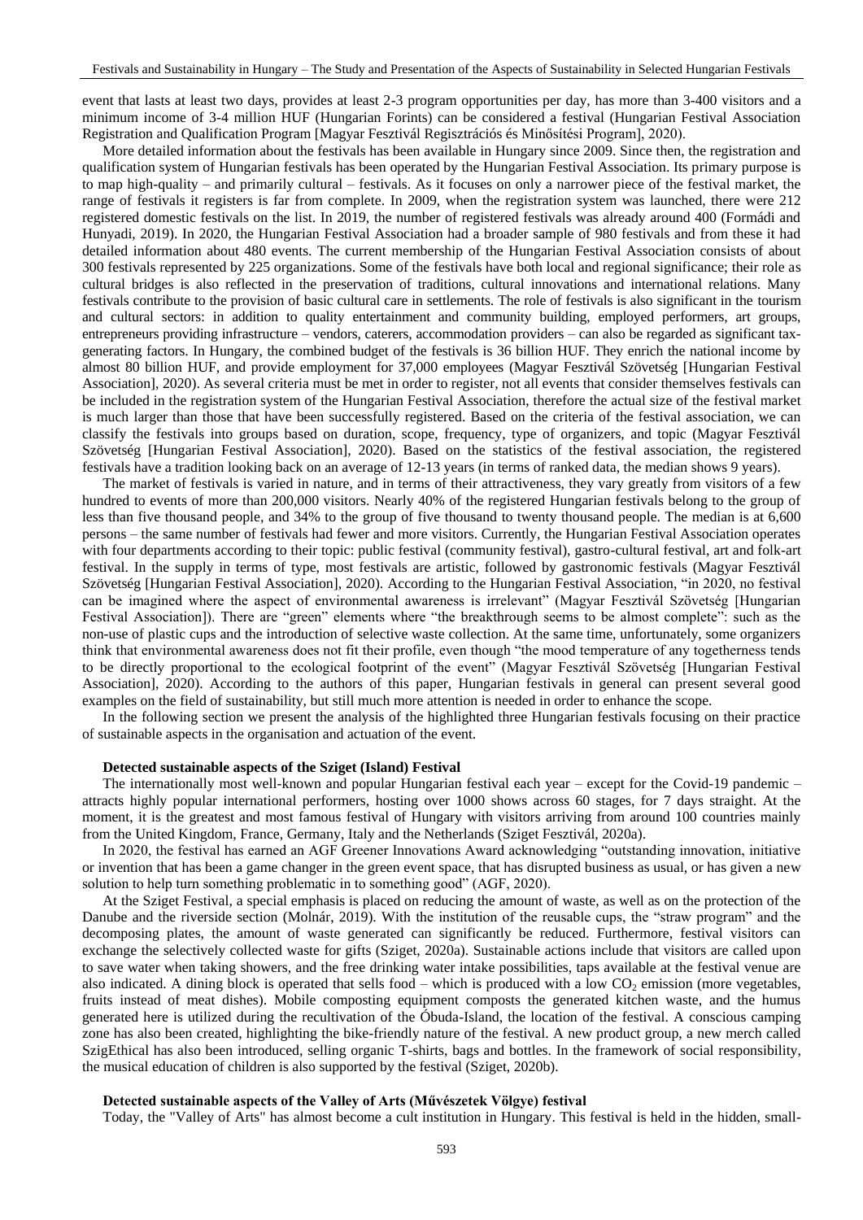event that lasts at least two days, provides at least 2-3 program opportunities per day, has more than 3-400 visitors and a minimum income of 3-4 million HUF (Hungarian Forints) can be considered a festival (Hungarian Festival Association Registration and Qualification Program [Magyar Fesztivál Regisztrációs és Minősítési Program], 2020).

More detailed information about the festivals has been available in Hungary since 2009. Since then, the registration and qualification system of Hungarian festivals has been operated by the Hungarian Festival Association. Its primary purpose is to map high-quality – and primarily cultural – festivals. As it focuses on only a narrower piece of the festival market, the range of festivals it registers is far from complete. In 2009, when the registration system was launched, there were 212 registered domestic festivals on the list. In 2019, the number of registered festivals was already around 400 (Formádi and Hunyadi, 2019). In 2020, the Hungarian Festival Association had a broader sample of 980 festivals and from these it had detailed information about 480 events. The current membership of the Hungarian Festival Association consists of about 300 festivals represented by 225 organizations. Some of the festivals have both local and regional significance; their role as cultural bridges is also reflected in the preservation of traditions, cultural innovations and international relations. Many festivals contribute to the provision of basic cultural care in settlements. The role of festivals is also significant in the tourism and cultural sectors: in addition to quality entertainment and community building, employed performers, art groups, entrepreneurs providing infrastructure – vendors, caterers, accommodation providers – can also be regarded as significant tax-generating factors. In Hungary, the combined budget of the festivals is 36 billion HUF. They enrich the national income by almost 80 billion HUF, and provide employment for 37,000 employees (Magyar Fesztivál Szövetség [Hungarian Festival Association], 2020). As several criteria must be met in order to register, not all events that consider themselves festivals can be included in the registration system of the Hungarian Festival Association, therefore the actual size of the festival market is much larger than those that have been successfully registered. Based on the criteria of the festival association, we can classify the festivals into groups based on duration, scope, frequency, type of organizers, and topic (Magyar Fesztivál Szövetség [Hungarian Festival Association], 2020). Based on the statistics of the festival association, the registered festivals have a tradition looking back on an average of 12-13 years (in terms of ranked data, the median shows 9 years).

The market of festivals is varied in nature, and in terms of their attractiveness, they vary greatly from visitors of a few hundred to events of more than 200,000 visitors. Nearly 40% of the registered Hungarian festivals belong to the group of less than five thousand people, and 34% to the group of five thousand to twenty thousand people. The median is at 6,600 persons – the same number of festivals had fewer and more visitors. Currently, the Hungarian Festival Association operates with four departments according to their topic: public festival (community festival), gastro-cultural festival, art and folk-art festival. In the supply in terms of type, most festivals are artistic, followed by gastronomic festivals (Magyar Fesztivál Szövetség [Hungarian Festival Association], 2020). According to the Hungarian Festival Association, "in 2020, no festival can be imagined where the aspect of environmental awareness is irrelevant" (Magyar Fesztivál Szövetség [Hungarian Festival Association]). There are "green" elements where "the breakthrough seems to be almost complete": such as the non-use of plastic cups and the introduction of selective waste collection. At the same time, unfortunately, some organizers think that environmental awareness does not fit their profile, even though "the mood temperature of any togetherness tends to be directly proportional to the ecological footprint of the event" (Magyar Fesztivál Szövetség [Hungarian Festival Association], 2020). According to the authors of this paper, Hungarian festivals in general can present several good examples on the field of sustainability, but still much more attention is needed in order to enhance the scope.

In the following section we present the analysis of the highlighted three Hungarian festivals focusing on their practice of sustainable aspects in the organisation and actuation of the event.

**Detected sustainable aspects of the Sziget (Island) Festival**

The internationally most well-known and popular Hungarian festival each year – except for the Covid-19 pandemic – attracts highly popular international performers, hosting over 1000 shows across 60 stages, for 7 days straight. At the moment, it is the greatest and most famous festival of Hungary with visitors arriving from around 100 countries mainly from the United Kingdom, France, Germany, Italy and the Netherlands (Sziget Fesztivál, 2020a).

In 2020, the festival has earned an AGF Greener Innovations Award acknowledging "outstanding innovation, initiative or invention that has been a game changer in the green event space, that has disrupted business as usual, or has given a new solution to help turn something problematic in to something good" (AGF, 2020).

At the Sziget Festival, a special emphasis is placed on reducing the amount of waste, as well as on the protection of the Danube and the riverside section (Molnár, 2019). With the institution of the reusable cups, the "straw program" and the decomposing plates, the amount of waste generated can significantly be reduced. Furthermore, festival visitors can exchange the selectively collected waste for gifts (Sziget, 2020a). Sustainable actions include that visitors are called upon to save water when taking showers, and the free drinking water intake possibilities, taps available at the festival venue are also indicated. A dining block is operated that sells food – which is produced with a low $CO_2$ emission (more vegetables, fruits instead of meat dishes). Mobile composting equipment composts the generated kitchen waste, and the humus generated here is utilized during the recultivation of the Óbuda-Island, the location of the festival. A conscious camping zone has also been created, highlighting the bike-friendly nature of the festival. A new product group, a new merch called SzigEthical has also been introduced, selling organic T-shirts, bags and bottles. In the framework of social responsibility, the musical education of children is also supported by the festival (Sziget, 2020b).

**Detected sustainable aspects of the Valley of Arts (Művészetek Völgye) festival**

Today, the "Valley of Arts" has almost become a cult institution in Hungary. This festival is held in the hidden, small-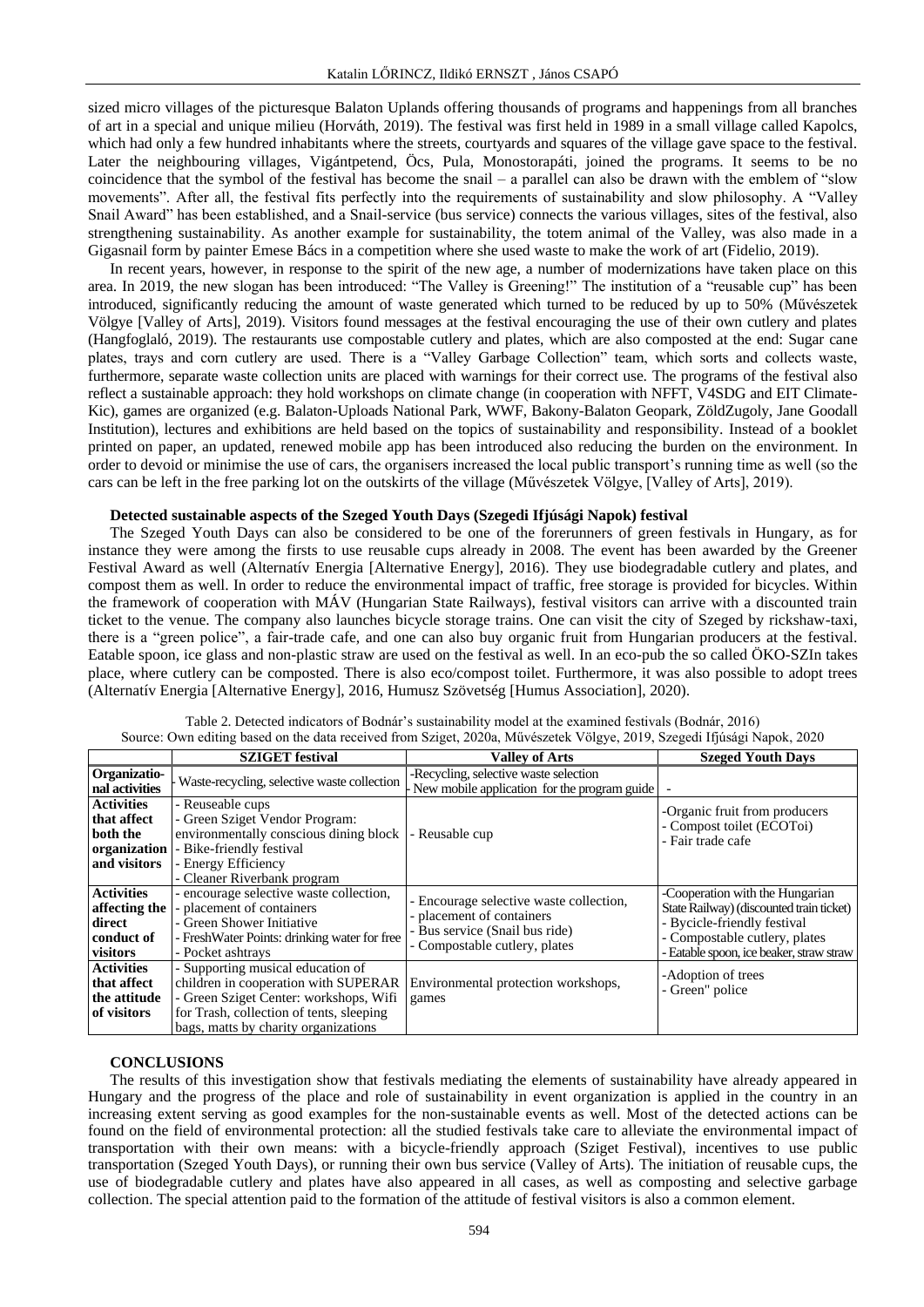sized micro villages of the picturesque Balaton Uplands offering thousands of programs and happenings from all branches of art in a special and unique milieu (Horváth, 2019). The festival was first held in 1989 in a small village called Kapolcs, which had only a few hundred inhabitants where the streets, courtyards and squares of the village gave space to the festival. Later the neighbouring villages, Vigántpetend, Öcs, Pula, Monostorapáti, joined the programs. It seems to be no coincidence that the symbol of the festival has become the snail – a parallel can also be drawn with the emblem of "slow movements". After all, the festival fits perfectly into the requirements of sustainability and slow philosophy. A "Valley Snail Award" has been established, and a Snail-service (bus service) connects the various villages, sites of the festival, also strengthening sustainability. As another example for sustainability, the totem animal of the Valley, was also made in a Gigasnail form by painter Emese Bács in a competition where she used waste to make the work of art (Fidelio, 2019).

In recent years, however, in response to the spirit of the new age, a number of modernizations have taken place on this area. In 2019, the new slogan has been introduced: "The Valley is Greening!" The institution of a "reusable cup" has been introduced, significantly reducing the amount of waste generated which turned to be reduced by up to 50% (Művészetek Völgye [Valley of Arts], 2019). Visitors found messages at the festival encouraging the use of their own cutlery and plates (Hangfoglaló, 2019). The restaurants use compostable cutlery and plates, which are also composted at the end: Sugar cane plates, trays and corn cutlery are used. There is a "Valley Garbage Collection" team, which sorts and collects waste, furthermore, separate waste collection units are placed with warnings for their correct use. The programs of the festival also reflect a sustainable approach: they hold workshops on climate change (in cooperation with NFFT, V4SDG and EIT Climate-Kic), games are organized (e.g. Balaton-Uploads National Park, WWF, Bakony-Balaton Geopark, ZöldZugoly, Jane Goodall Institution), lectures and exhibitions are held based on the topics of sustainability and responsibility. Instead of a booklet printed on paper, an updated, renewed mobile app has been introduced also reducing the burden on the environment. In order to devoid or minimise the use of cars, the organisers increased the local public transport's running time as well (so the cars can be left in the free parking lot on the outskirts of the village (Művészetek Völgye, [Valley of Arts], 2019).

**Detected sustainable aspects of the Szeged Youth Days (Szegedi Ifjúsági Napok) festival**

The Szeged Youth Days can also be considered to be one of the forerunners of green festivals in Hungary, as for instance they were among the firsts to use reusable cups already in 2008. The event has been awarded by the Greener Festival Award as well (Alternatív Energia [Alternative Energy], 2016). They use biodegradable cutlery and plates, and compost them as well. In order to reduce the environmental impact of traffic, free storage is provided for bicycles. Within the framework of cooperation with MÁV (Hungarian State Railways), festival visitors can arrive with a discounted train ticket to the venue. The company also launches bicycle storage trains. One can visit the city of Szeged by rickshaw-taxi, there is a "green police", a fair-trade cafe, and one can also buy organic fruit from Hungarian producers at the festival. Eatable spoon, ice glass and non-plastic straw are used on the festival as well. In an eco-pub the so called ÖKO-SZIn takes place, where cutlery can be composted. There is also eco/compost toilet. Furthermore, it was also possible to adopt trees (Alternatív Energia [Alternative Energy], 2016, Humusz Szövetség [Humus Association], 2020).

Table 2. Detected indicators of Bodnár's sustainability model at the examined festivals (Bodnár, 2016)
Source: Own editing based on the data received from Sziget, 2020a, Művészetek Völgye, 2019, Szegedi Ifjúsági Napok, 2020

| | SZIGET festival | Valley of Arts | Szeged Youth Days |
|---|---|---|---|
| **Organizational activities** | - Waste-recycling, selective waste collection | -Recycling, selective waste selection<br>- New mobile application for the program guide | - |
| **Activities that affect both the organization and visitors** | - Reuseable cups<br>- Green Sziget Vendor Program: environmentally conscious dining block<br>- Bike-friendly festival<br>- Energy Efficiency<br>- Cleaner Riverbank program | - Reusable cup | -Organic fruit from producers<br>- Compost toilet (ECOToi)<br>- Fair trade cafe |
| **Activities affecting the direct conduct of visitors** | - encourage selective waste collection,<br>- placement of containers<br>- Green Shower Initiative<br>- FreshWater Points: drinking water for free<br>- Pocket ashtrays | - Encourage selective waste collection,<br>- placement of containers<br>- Bus service (Snail bus ride)<br>- Compostable cutlery, plates | -Cooperation with the Hungarian State Railway) (discounted train ticket)<br>- Bycicle-friendly festival<br>- Compostable cutlery, plates<br>- Eatable spoon, ice beaker, straw straw |
| **Activities that affect the attitude of visitors** | - Supporting musical education of children in cooperation with SUPERAR<br>- Green Sziget Center: workshops, Wifi for Trash, collection of tents, sleeping bags, matts by charity organizations | Environmental protection workshops, games | -Adoption of trees<br>- Green" police |

## CONCLUSIONS

The results of this investigation show that festivals mediating the elements of sustainability have already appeared in Hungary and the progress of the place and role of sustainability in event organization is applied in the country in an increasing extent serving as good examples for the non-sustainable events as well. Most of the detected actions can be found on the field of environmental protection: all the studied festivals take care to alleviate the environmental impact of transportation with their own means: with a bicycle-friendly approach (Sziget Festival), incentives to use public transportation (Szeged Youth Days), or running their own bus service (Valley of Arts). The initiation of reusable cups, the use of biodegradable cutlery and plates have also appeared in all cases, as well as composting and selective garbage collection. The special attention paid to the formation of the attitude of festival visitors is also a common element.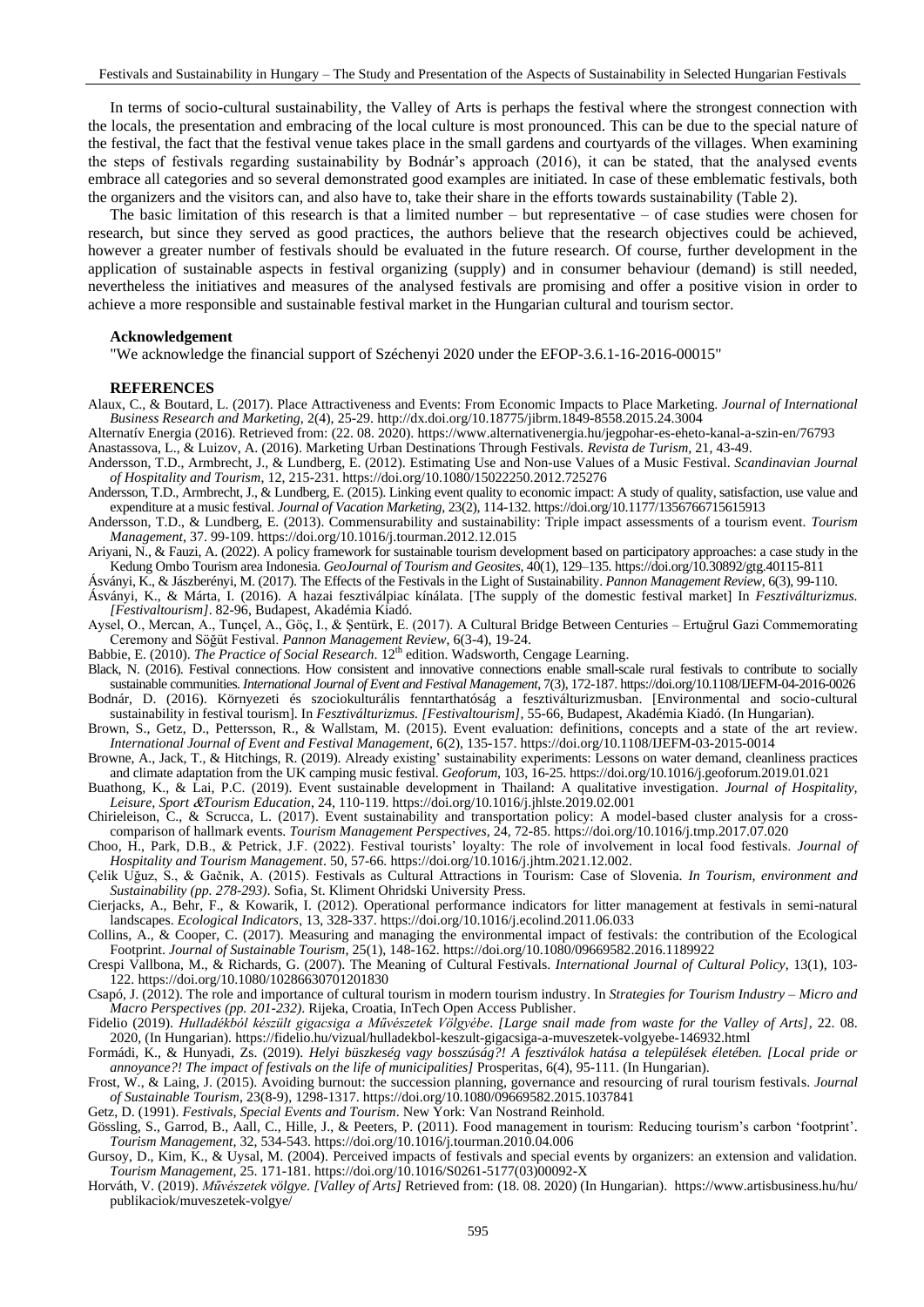In terms of socio-cultural sustainability, the Valley of Arts is perhaps the festival where the strongest connection with the locals, the presentation and embracing of the local culture is most pronounced. This can be due to the special nature of the festival, the fact that the festival venue takes place in the small gardens and courtyards of the villages. When examining the steps of festivals regarding sustainability by Bodnár's approach (2016), it can be stated, that the analysed events embrace all categories and so several demonstrated good examples are initiated. In case of these emblematic festivals, both the organizers and the visitors can, and also have to, take their share in the efforts towards sustainability (Table 2).

The basic limitation of this research is that a limited number – but representative – of case studies were chosen for research, but since they served as good practices, the authors believe that the research objectives could be achieved, however a greater number of festivals should be evaluated in the future research. Of course, further development in the application of sustainable aspects in festival organizing (supply) and in consumer behaviour (demand) is still needed, nevertheless the initiatives and measures of the analysed festivals are promising and offer a positive vision in order to achieve a more responsible and sustainable festival market in the Hungarian cultural and tourism sector.

**Acknowledgement**

"We acknowledge the financial support of Széchenyi 2020 under the EFOP-3.6.1-16-2016-00015"

**REFERENCES**

Alaux, C., & Boutard, L. (2017). Place Attractiveness and Events: From Economic Impacts to Place Marketing. *Journal of International Business Research and Marketing*, 2(4), 25-29. http://dx.doi.org/10.18775/jibrm.1849-8558.2015.24.3004

Alternatív Energia (2016). Retrieved from: (22. 08. 2020). https://www.alternativenergia.hu/jegpohar-es-eheto-kanal-a-szin-en/76793

Anastassova, L., & Luizov, A. (2016). Marketing Urban Destinations Through Festivals. *Revista de Turism*, 21, 43-49.

Andersson, T.D., Armbrecht, J., & Lundberg, E. (2012). Estimating Use and Non-use Values of a Music Festival. *Scandinavian Journal of Hospitality and Tourism*, 12, 215-231. https://doi.org/10.1080/15022250.2012.725276

Andersson, T.D., Armbrecht, J., & Lundberg, E. (2015). Linking event quality to economic impact: A study of quality, satisfaction, use value and expenditure at a music festival. *Journal of Vacation Marketing*, 23(2), 114-132. https://doi.org/10.1177/1356766715615913

Andersson, T.D., & Lundberg, E. (2013). Commensurability and sustainability: Triple impact assessments of a tourism event. *Tourism Management*, 37. 99-109. https://doi.org/10.1016/j.tourman.2012.12.015

Ariyani, N., & Fauzi, A. (2022). A policy framework for sustainable tourism development based on participatory approaches: a case study in the Kedung Ombo Tourism area Indonesia. *GeoJournal of Tourism and Geosites*, 40(1), 129–135. https://doi.org/10.30892/gtg.40115-811

Ásványi, K., & Jászberényi, M. (2017). The Effects of the Festivals in the Light of Sustainability. *Pannon Management Review*, 6(3), 99-110.

Ásványi, K., & Márta, I. (2016). A hazai fesztiválpiac kínálata. [The supply of the domestic festival market] In *Fesztiválturizmus. [Festivaltourism]*. 82-96, Budapest, Akadémia Kiadó.

Aysel, O., Mercan, A., Tunçel, A., Göç, I., & Şentürk, E. (2017). A Cultural Bridge Between Centuries – Ertuğrul Gazi Commemorating Ceremony and Söğüt Festival. *Pannon Management Review*, 6(3-4), 19-24.

Babbie, E. (2010). *The Practice of Social Research*. 12th edition. Wadsworth, Cengage Learning.

Black, N. (2016). Festival connections. How consistent and innovative connections enable small-scale rural festivals to contribute to socially sustainable communities. *International Journal of Event and Festival Management*, 7(3), 172-187. https://doi.org/10.1108/IJEFM-04-2016-0026

Bodnár, D. (2016). Környezeti és szociokulturális fenntarthatóság a fesztiválturizmusban. [Environmental and socio-cultural sustainability in festival tourism]. In *Fesztiválturizmus. [Festivaltourism]*, 55-66, Budapest, Akadémia Kiadó. (In Hungarian).

Brown, S., Getz, D., Pettersson, R., & Wallstam, M. (2015). Event evaluation: definitions, concepts and a state of the art review. *International Journal of Event and Festival Management*, 6(2), 135-157. https://doi.org/10.1108/IJEFM-03-2015-0014

Browne, A., Jack, T., & Hitchings, R. (2019). Already existing' sustainability experiments: Lessons on water demand, cleanliness practices and climate adaptation from the UK camping music festival. *Geoforum*, 103, 16-25. https://doi.org/10.1016/j.geoforum.2019.01.021

Buathong, K., & Lai, P.C. (2019). Event sustainable development in Thailand: A qualitative investigation. *Journal of Hospitality, Leisure, Sport &Tourism Education*, 24, 110-119. https://doi.org/10.1016/j.jhlste.2019.02.001

Chirieleison, C., & Scrucca, L. (2017). Event sustainability and transportation policy: A model-based cluster analysis for a cross-comparison of hallmark events. *Tourism Management Perspectives*, 24, 72-85. https://doi.org/10.1016/j.tmp.2017.07.020

Choo, H., Park, D.B., & Petrick, J.F. (2022). Festival tourists' loyalty: The role of involvement in local food festivals. *Journal of Hospitality and Tourism Management*. 50, 57-66. https://doi.org/10.1016/j.jhtm.2021.12.002.

Çelik Uğuz, S., & Gačnik, A. (2015). Festivals as Cultural Attractions in Tourism: Case of Slovenia. *In Tourism, environment and Sustainability (pp. 278-293)*. Sofia, St. Kliment Ohridski University Press.

Cierjacks, A., Behr, F., & Kowarik, I. (2012). Operational performance indicators for litter management at festivals in semi-natural landscapes. *Ecological Indicators*, 13, 328-337. https://doi.org/10.1016/j.ecolind.2011.06.033

Collins, A., & Cooper, C. (2017). Measuring and managing the environmental impact of festivals: the contribution of the Ecological Footprint. *Journal of Sustainable Tourism*, 25(1), 148-162. https://doi.org/10.1080/09669582.2016.1189922

Crespi Vallbona, M., & Richards, G. (2007). The Meaning of Cultural Festivals. *International Journal of Cultural Policy*, 13(1), 103-122. https://doi.org/10.1080/10286630701201830

Csapó, J. (2012). The role and importance of cultural tourism in modern tourism industry. In *Strategies for Tourism Industry – Micro and Macro Perspectives (pp. 201-232)*. Rijeka, Croatia, InTech Open Access Publisher.

Fidelio (2019). *Hulladékból készült gigacsiga a Művészetek Völgyébe*. *[Large snail made from waste for the Valley of Arts]*, 22. 08. 2020, (In Hungarian). https://fidelio.hu/vizual/hulladekbol-keszult-gigacsiga-a-muveszetek-volgyebe-146932.html

Formádi, K., & Hunyadi, Zs. (2019). *Helyi büszkeség vagy bosszúság?! A fesztiválok hatása a települések életében. [Local pride or annoyance?! The impact of festivals on the life of municipalities]* Prosperitas, 6(4), 95-111. (In Hungarian).

Frost, W., & Laing, J. (2015). Avoiding burnout: the succession planning, governance and resourcing of rural tourism festivals. *Journal of Sustainable Tourism*, 23(8-9), 1298-1317. https://doi.org/10.1080/09669582.2015.1037841

Getz, D. (1991). *Festivals, Special Events and Tourism*. New York: Van Nostrand Reinhold.

Gössling, S., Garrod, B., Aall, C., Hille, J., & Peeters, P. (2011). Food management in tourism: Reducing tourism's carbon 'footprint'. *Tourism Management*, 32, 534-543. https://doi.org/10.1016/j.tourman.2010.04.006

Gursoy, D., Kim, K., & Uysal, M. (2004). Perceived impacts of festivals and special events by organizers: an extension and validation. *Tourism Management*, 25. 171-181. https://doi.org/10.1016/S0261-5177(03)00092-X

Horváth, V. (2019). *Művészetek völgye. [Valley of Arts]* Retrieved from: (18. 08. 2020) (In Hungarian). https://www.artisbusiness.hu/hu/publikaciok/muveszetek-volgye/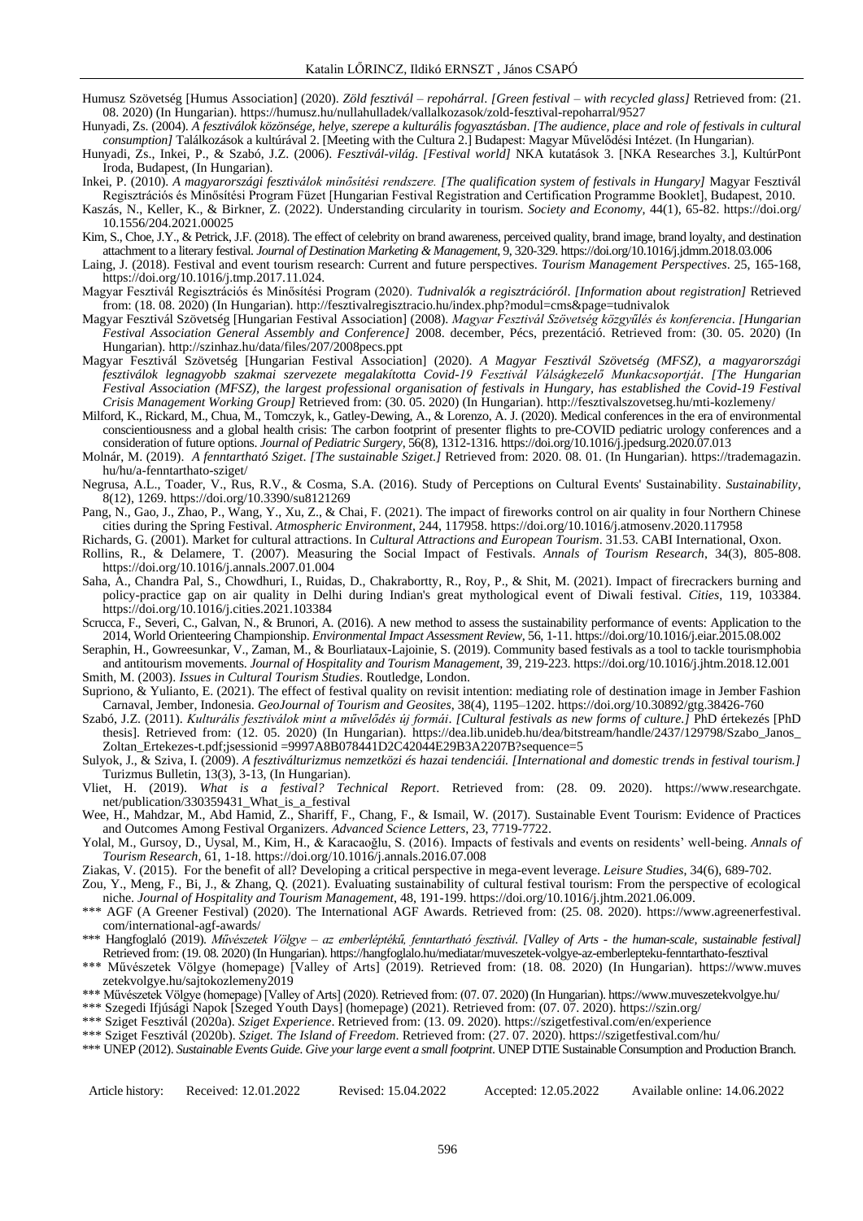Humusz Szövetség [Humus Association] (2020). *Zöld fesztivál – repohárral*. *[Green festival – with recycled glass]* Retrieved from: (21. 08. 2020) (In Hungarian). https://humusz.hu/nullahulladek/vallalkozasok/zold-fesztival-repoharral/9527

Hunyadi, Zs. (2004). *A fesztiválok közönsége, helye, szerepe a kulturális fogyasztásban*. *[The audience, place and role of festivals in cultural consumption]* Találkozások a kultúrával 2. [Meeting with the Cultura 2.] Budapest: Magyar Művelődési Intézet. (In Hungarian).

Hunyadi, Zs., Inkei, P., & Szabó, J.Z. (2006). *Fesztivál-világ*. *[Festival world]* NKA kutatások 3. [NKA Researches 3.], KultúrPont Iroda, Budapest, (In Hungarian).

Inkei, P. (2010). *A magyarországi fesztiválok minősítési rendszere. [The qualification system of festivals in Hungary]* Magyar Fesztivál Regisztrációs és Minősítési Program Füzet [Hungarian Festival Registration and Certification Programme Booklet], Budapest, 2010.

Kaszás, N., Keller, K., & Birkner, Z. (2022). Understanding circularity in tourism. *Society and Economy*, 44(1), 65-82. https://doi.org/10.1556/204.2021.00025

Kim, S., Choe, J.Y., & Petrick, J.F. (2018). The effect of celebrity on brand awareness, perceived quality, brand image, brand loyalty, and destination attachment to a literary festival. *Journal of Destination Marketing & Management*, 9, 320-329. https://doi.org/10.1016/j.jdmm.2018.03.006

Laing, J. (2018). Festival and event tourism research: Current and future perspectives. *Tourism Management Perspectives*. 25, 165-168, https://doi.org/10.1016/j.tmp.2017.11.024.

Magyar Fesztivál Regisztrációs és Minősítési Program (2020). *Tudnivalók a regisztrációról*. *[Information about registration]* Retrieved from: (18. 08. 2020) (In Hungarian). http://fesztivalregisztracio.hu/index.php?modul=cms&page=tudnivalok

Magyar Fesztivál Szövetség [Hungarian Festival Association] (2008). *Magyar Fesztivál Szövetség közgyűlés és konferencia*. *[Hungarian Festival Association General Assembly and Conference]* 2008. december, Pécs, prezentáció. Retrieved from: (30. 05. 2020) (In Hungarian). http://szinhaz.hu/data/files/207/2008pecs.ppt

Magyar Fesztivál Szövetség [Hungarian Festival Association] (2020). *A Magyar Fesztivál Szövetség (MFSZ), a magyarországi fesztiválok legnagyobb szakmai szervezete megalakította Covid-19 Fesztivál Válságkezelő Munkacsoportját*. *[The Hungarian Festival Association (MFSZ), the largest professional organisation of festivals in Hungary, has established the Covid-19 Festival Crisis Management Working Group]* Retrieved from: (30. 05. 2020) (In Hungarian). http://fesztivalszovetseg.hu/mti-kozlemeny/

Milford, K., Rickard, M., Chua, M., Tomczyk, k., Gatley-Dewing, A., & Lorenzo, A. J. (2020). Medical conferences in the era of environmental conscientiousness and a global health crisis: The carbon footprint of presenter flights to pre-COVID pediatric urology conferences and a consideration of future options. *Journal of Pediatric Surgery*, 56(8), 1312-1316. https://doi.org/10.1016/j.jpedsurg.2020.07.013

Molnár, M. (2019). *A fenntartható Sziget*. *[The sustainable Sziget.]* Retrieved from: 2020. 08. 01. (In Hungarian). https://trademagazin.hu/hu/a-fenntarthato-sziget/

Negrusa, A.L., Toader, V., Rus, R.V., & Cosma, S.A. (2016). Study of Perceptions on Cultural Events' Sustainability. *Sustainability*, 8(12), 1269. https://doi.org/10.3390/su8121269

Pang, N., Gao, J., Zhao, P., Wang, Y., Xu, Z., & Chai, F. (2021). The impact of fireworks control on air quality in four Northern Chinese cities during the Spring Festival. *Atmospheric Environment*, 244, 117958. https://doi.org/10.1016/j.atmosenv.2020.117958

Richards, G. (2001). Market for cultural attractions. In *Cultural Attractions and European Tourism*. 31.53. CABI International, Oxon.

Rollins, R., & Delamere, T. (2007). Measuring the Social Impact of Festivals. *Annals of Tourism Research*, 34(3), 805-808. https://doi.org/10.1016/j.annals.2007.01.004

Saha, A., Chandra Pal, S., Chowdhuri, I., Ruidas, D., Chakrabortty, R., Roy, P., & Shit, M. (2021). Impact of firecrackers burning and policy-practice gap on air quality in Delhi during Indian's great mythological event of Diwali festival. *Cities*, 119, 103384. https://doi.org/10.1016/j.cities.2021.103384

Scrucca, F., Severi, C., Galvan, N., & Brunori, A. (2016). A new method to assess the sustainability performance of events: Application to the 2014, World Orienteering Championship. *Environmental Impact Assessment Review*, 56, 1-11. https://doi.org/10.1016/j.eiar.2015.08.002

Seraphin, H., Gowreesunkar, V., Zaman, M., & Bourliataux-Lajoinie, S. (2019). Community based festivals as a tool to tackle tourismphobia and antitourism movements. *Journal of Hospitality and Tourism Management*, 39, 219-223. https://doi.org/10.1016/j.jhtm.2018.12.001

Smith, M. (2003). *Issues in Cultural Tourism Studies*. Routledge, London.

Supriono, & Yulianto, E. (2021). The effect of festival quality on revisit intention: mediating role of destination image in Jember Fashion Carnaval, Jember, Indonesia. *GeoJournal of Tourism and Geosites*, 38(4), 1195–1202. https://doi.org/10.30892/gtg.38426-760

Szabó, J.Z. (2011). *Kulturális fesztiválok mint a művelődés új formái*. *[Cultural festivals as new forms of culture.]* PhD értekezés [PhD thesis]. Retrieved from: (12. 05. 2020) (In Hungarian). https://dea.lib.unideb.hu/dea/bitstream/handle/2437/129798/Szabo_Janos_Zoltan_Ertekezes-t.pdf;jsessionid =9997A8B078441D2C42044E29B3A2207B?sequence=5

Sulyok, J., & Sziva, I. (2009). *A fesztiválturizmus nemzetközi és hazai tendenciái. [International and domestic trends in festival tourism.]* Turizmus Bulletin, 13(3), 3-13, (In Hungarian).

Vliet, H. (2019). *What is a festival? Technical Report*. Retrieved from: (28. 09. 2020). https://www.researchgate.net/publication/330359431_What_is_a_festival

Wee, H., Mahdzar, M., Abd Hamid, Z., Shariff, F., Chang, F., & Ismail, W. (2017). Sustainable Event Tourism: Evidence of Practices and Outcomes Among Festival Organizers. *Advanced Science Letters*, 23, 7719-7722.

Yolal, M., Gursoy, D., Uysal, M., Kim, H., & Karacaoğlu, S. (2016). Impacts of festivals and events on residents' well-being. *Annals of Tourism Research*, 61, 1-18. https://doi.org/10.1016/j.annals.2016.07.008

Ziakas, V. (2015). For the benefit of all? Developing a critical perspective in mega-event leverage. *Leisure Studies*, 34(6), 689-702.

Zou, Y., Meng, F., Bi, J., & Zhang, Q. (2021). Evaluating sustainability of cultural festival tourism: From the perspective of ecological niche. *Journal of Hospitality and Tourism Management*, 48, 191-199. https://doi.org/10.1016/j.jhtm.2021.06.009.

*** AGF (A Greener Festival) (2020). The International AGF Awards. Retrieved from: (25. 08. 2020). https://www.agreenerfestival.com/international-agf-awards/

*** Hangfoglaló (2019). *Művészetek Völgye – az emberléptékű, fenntartható fesztivál*. *[Valley of Arts - the human-scale, sustainable festival]* Retrieved from: (19. 08. 2020) (In Hungarian). https://hangfoglalo.hu/mediatar/muveszetek-volgye-az-emberlepteku-fenntarthato-fesztival

*** Művészetek Völgye (homepage) [Valley of Arts] (2019). Retrieved from: (18. 08. 2020) (In Hungarian). https://www.muveszetekvolgye.hu/sajtokozlemeny2019

*** Művészetek Völgye (homepage) [Valley of Arts] (2020). Retrieved from: (07. 07. 2020) (In Hungarian). https://www.muveszetekvolgye.hu/

*** Szegedi Ifjúsági Napok [Szeged Youth Days] (homepage) (2021). Retrieved from: (07. 07. 2020). https://szin.org/

*** Sziget Fesztivál (2020a). *Sziget Experience*. Retrieved from: (13. 09. 2020). https://szigetfestival.com/en/experience

*** Sziget Fesztivál (2020b). *Sziget. The Island of Freedom*. Retrieved from: (27. 07. 2020). https://szigetfestival.com/hu/

*** UNEP (2012). *Sustainable Events Guide. Give your large event a small footprint*. UNEP DTIE Sustainable Consumption and Production Branch.

Article history: Received: 12.01.2022 Revised: 15.04.2022 Accepted: 12.05.2022 Available online: 14.06.2022